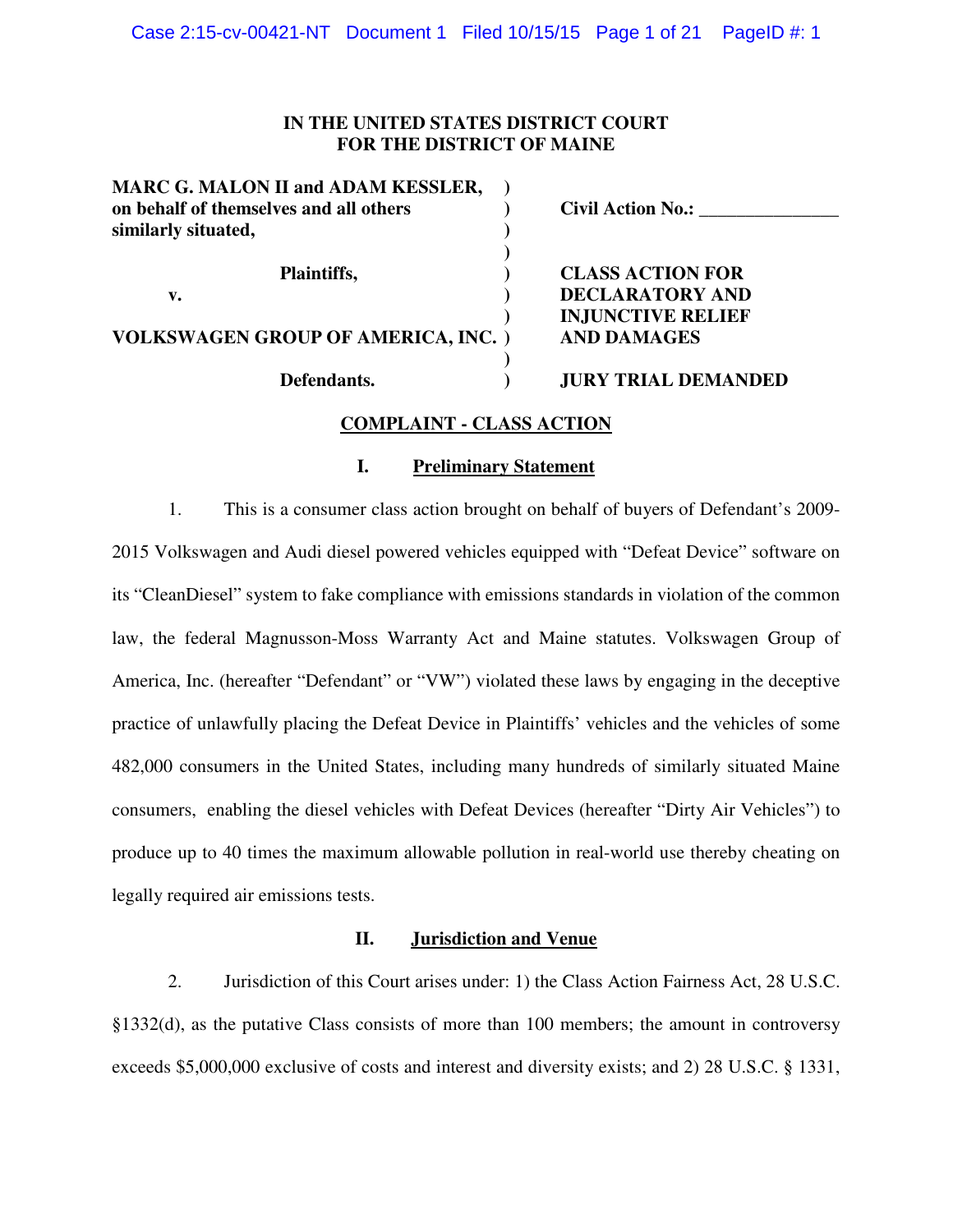**IN THE UNITED STATES DISTRICT COURT**
**FOR THE DISTRICT OF MAINE**

| | |
|---|---|
| **MARC G. MALON II and ADAM KESSLER, on behalf of themselves and all others similarly situated,** | **Civil Action No.: _______________** |
| **Plaintiffs,** | **CLASS ACTION FOR DECLARATORY AND INJUNCTIVE RELIEF AND DAMAGES** |
| **v.** | |
| **VOLKSWAGEN GROUP OF AMERICA, INC.** | |
| **Defendants.** | **JURY TRIAL DEMANDED** |

## COMPLAINT - CLASS ACTION

### I. Preliminary Statement

1. This is a consumer class action brought on behalf of buyers of Defendant's 2009-2015 Volkswagen and Audi diesel powered vehicles equipped with "Defeat Device" software on its "CleanDiesel" system to fake compliance with emissions standards in violation of the common law, the federal Magnusson-Moss Warranty Act and Maine statutes. Volkswagen Group of America, Inc. (hereafter "Defendant" or "VW") violated these laws by engaging in the deceptive practice of unlawfully placing the Defeat Device in Plaintiffs' vehicles and the vehicles of some 482,000 consumers in the United States, including many hundreds of similarly situated Maine consumers, enabling the diesel vehicles with Defeat Devices (hereafter "Dirty Air Vehicles") to produce up to 40 times the maximum allowable pollution in real-world use thereby cheating on legally required air emissions tests.

### II. Jurisdiction and Venue

2. Jurisdiction of this Court arises under: 1) the Class Action Fairness Act, 28 U.S.C. §1332(d), as the putative Class consists of more than 100 members; the amount in controversy exceeds $5,000,000 exclusive of costs and interest and diversity exists; and 2) 28 U.S.C. § 1331,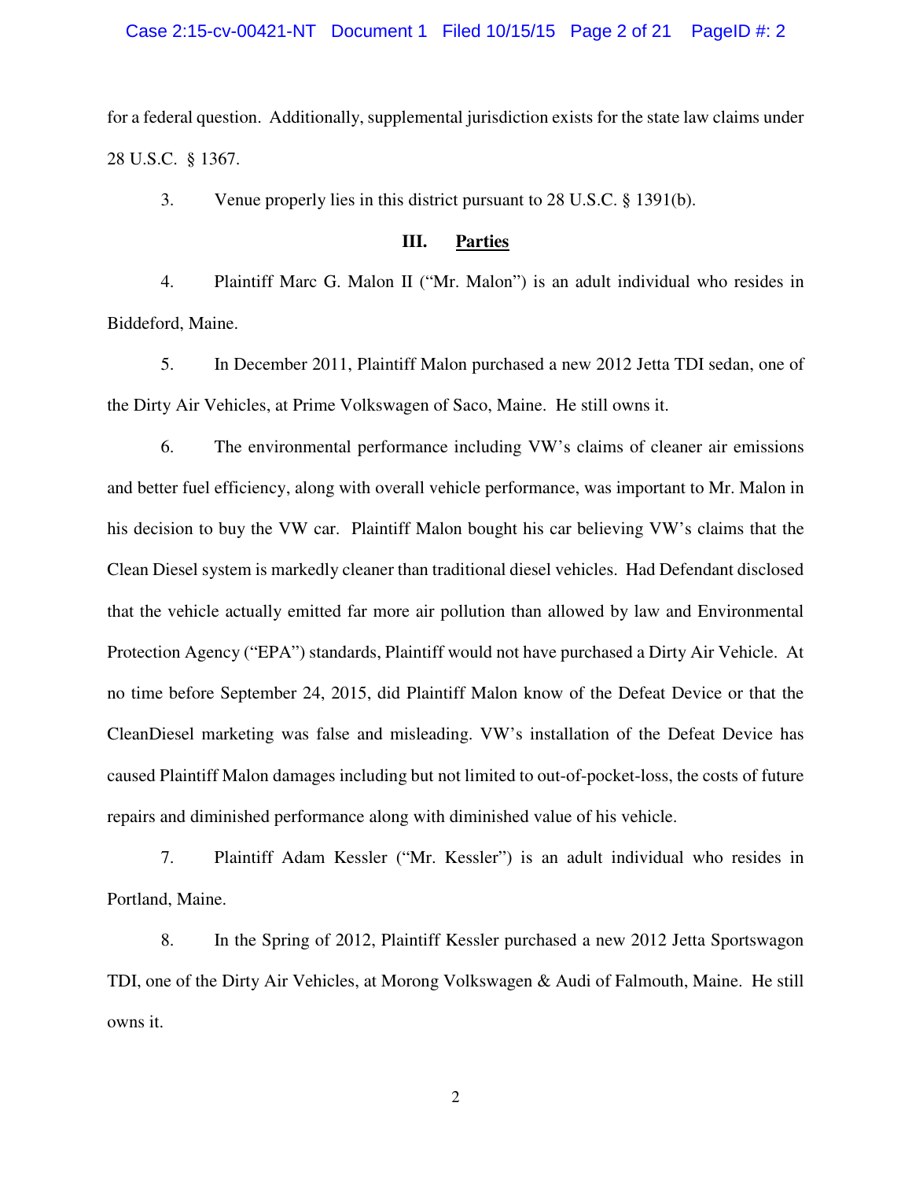for a federal question. Additionally, supplemental jurisdiction exists for the state law claims under 28 U.S.C. § 1367.

3. Venue properly lies in this district pursuant to 28 U.S.C. § 1391(b).

## III. Parties

4. Plaintiff Marc G. Malon II ("Mr. Malon") is an adult individual who resides in Biddeford, Maine.

5. In December 2011, Plaintiff Malon purchased a new 2012 Jetta TDI sedan, one of the Dirty Air Vehicles, at Prime Volkswagen of Saco, Maine. He still owns it.

6. The environmental performance including VW's claims of cleaner air emissions and better fuel efficiency, along with overall vehicle performance, was important to Mr. Malon in his decision to buy the VW car. Plaintiff Malon bought his car believing VW's claims that the Clean Diesel system is markedly cleaner than traditional diesel vehicles. Had Defendant disclosed that the vehicle actually emitted far more air pollution than allowed by law and Environmental Protection Agency ("EPA") standards, Plaintiff would not have purchased a Dirty Air Vehicle. At no time before September 24, 2015, did Plaintiff Malon know of the Defeat Device or that the CleanDiesel marketing was false and misleading. VW's installation of the Defeat Device has caused Plaintiff Malon damages including but not limited to out-of-pocket-loss, the costs of future repairs and diminished performance along with diminished value of his vehicle.

7. Plaintiff Adam Kessler ("Mr. Kessler") is an adult individual who resides in Portland, Maine.

8. In the Spring of 2012, Plaintiff Kessler purchased a new 2012 Jetta Sportswagon TDI, one of the Dirty Air Vehicles, at Morong Volkswagen & Audi of Falmouth, Maine. He still owns it.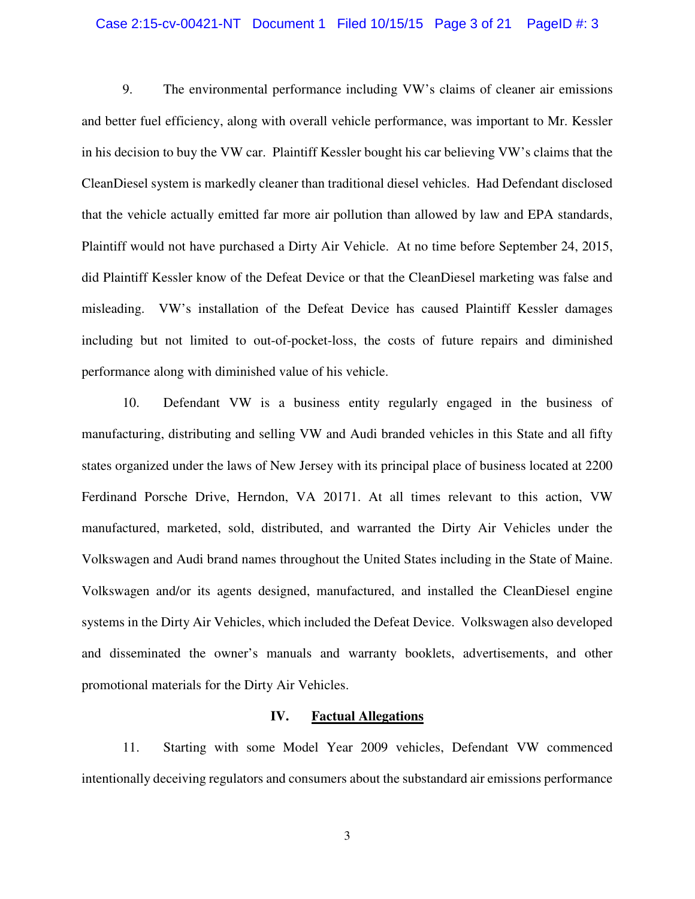9. The environmental performance including VW's claims of cleaner air emissions and better fuel efficiency, along with overall vehicle performance, was important to Mr. Kessler in his decision to buy the VW car. Plaintiff Kessler bought his car believing VW's claims that the CleanDiesel system is markedly cleaner than traditional diesel vehicles. Had Defendant disclosed that the vehicle actually emitted far more air pollution than allowed by law and EPA standards, Plaintiff would not have purchased a Dirty Air Vehicle. At no time before September 24, 2015, did Plaintiff Kessler know of the Defeat Device or that the CleanDiesel marketing was false and misleading. VW's installation of the Defeat Device has caused Plaintiff Kessler damages including but not limited to out-of-pocket-loss, the costs of future repairs and diminished performance along with diminished value of his vehicle.

10. Defendant VW is a business entity regularly engaged in the business of manufacturing, distributing and selling VW and Audi branded vehicles in this State and all fifty states organized under the laws of New Jersey with its principal place of business located at 2200 Ferdinand Porsche Drive, Herndon, VA 20171. At all times relevant to this action, VW manufactured, marketed, sold, distributed, and warranted the Dirty Air Vehicles under the Volkswagen and Audi brand names throughout the United States including in the State of Maine. Volkswagen and/or its agents designed, manufactured, and installed the CleanDiesel engine systems in the Dirty Air Vehicles, which included the Defeat Device. Volkswagen also developed and disseminated the owner's manuals and warranty booklets, advertisements, and other promotional materials for the Dirty Air Vehicles.

## IV. Factual Allegations

11. Starting with some Model Year 2009 vehicles, Defendant VW commenced intentionally deceiving regulators and consumers about the substandard air emissions performance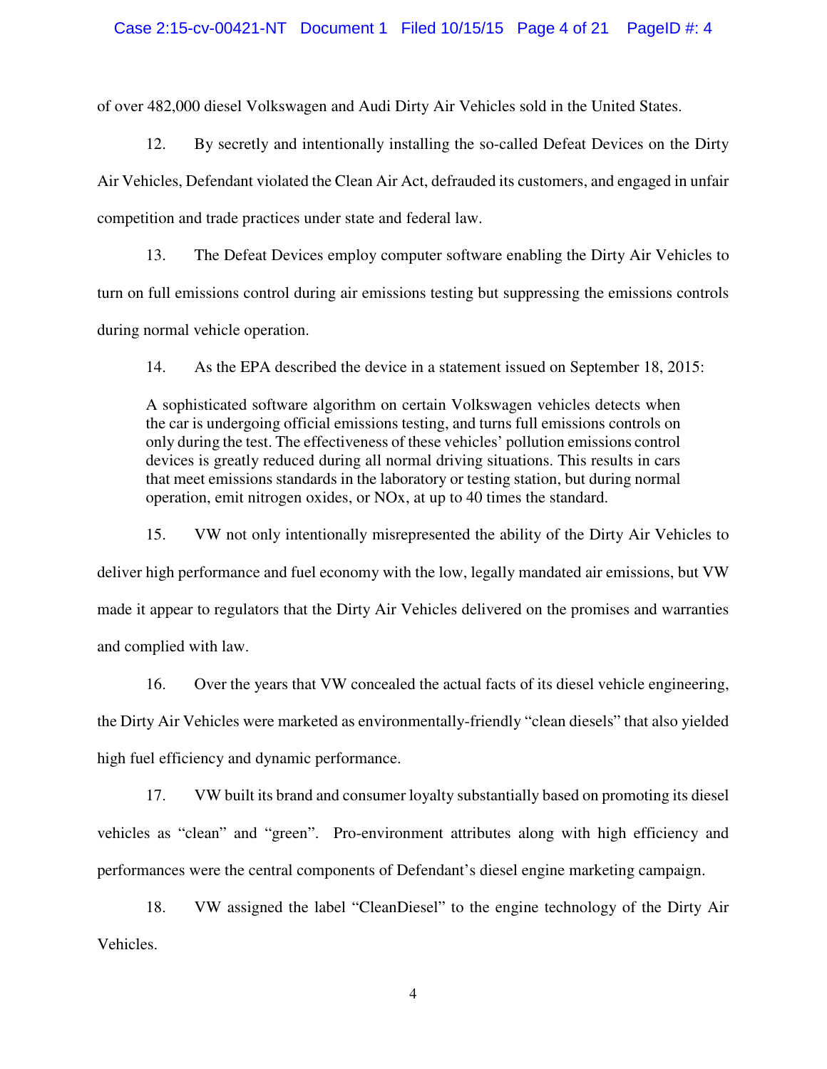of over 482,000 diesel Volkswagen and Audi Dirty Air Vehicles sold in the United States.

12. By secretly and intentionally installing the so-called Defeat Devices on the Dirty Air Vehicles, Defendant violated the Clean Air Act, defrauded its customers, and engaged in unfair competition and trade practices under state and federal law.

13. The Defeat Devices employ computer software enabling the Dirty Air Vehicles to turn on full emissions control during air emissions testing but suppressing the emissions controls during normal vehicle operation.

14. As the EPA described the device in a statement issued on September 18, 2015:

> A sophisticated software algorithm on certain Volkswagen vehicles detects when the car is undergoing official emissions testing, and turns full emissions controls on only during the test. The effectiveness of these vehicles' pollution emissions control devices is greatly reduced during all normal driving situations. This results in cars that meet emissions standards in the laboratory or testing station, but during normal operation, emit nitrogen oxides, or NOx, at up to 40 times the standard.

15. VW not only intentionally misrepresented the ability of the Dirty Air Vehicles to deliver high performance and fuel economy with the low, legally mandated air emissions, but VW made it appear to regulators that the Dirty Air Vehicles delivered on the promises and warranties and complied with law.

16. Over the years that VW concealed the actual facts of its diesel vehicle engineering, the Dirty Air Vehicles were marketed as environmentally-friendly "clean diesels" that also yielded high fuel efficiency and dynamic performance.

17. VW built its brand and consumer loyalty substantially based on promoting its diesel vehicles as "clean" and "green". Pro-environment attributes along with high efficiency and performances were the central components of Defendant's diesel engine marketing campaign.

18. VW assigned the label "CleanDiesel" to the engine technology of the Dirty Air Vehicles.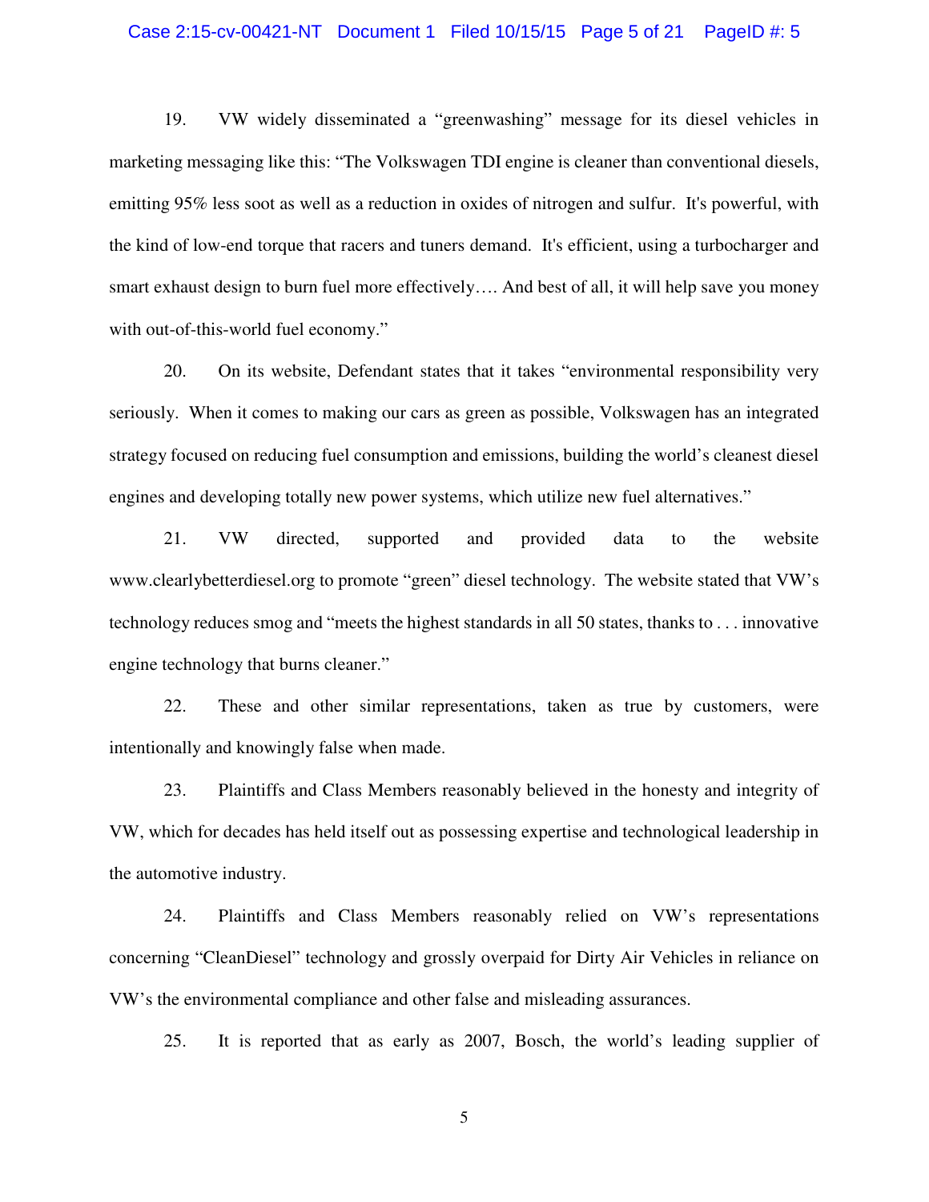19. VW widely disseminated a "greenwashing" message for its diesel vehicles in marketing messaging like this: "The Volkswagen TDI engine is cleaner than conventional diesels, emitting 95% less soot as well as a reduction in oxides of nitrogen and sulfur. It's powerful, with the kind of low-end torque that racers and tuners demand. It's efficient, using a turbocharger and smart exhaust design to burn fuel more effectively…. And best of all, it will help save you money with out-of-this-world fuel economy."

20. On its website, Defendant states that it takes "environmental responsibility very seriously. When it comes to making our cars as green as possible, Volkswagen has an integrated strategy focused on reducing fuel consumption and emissions, building the world's cleanest diesel engines and developing totally new power systems, which utilize new fuel alternatives."

21. VW directed, supported and provided data to the website www.clearlybetterdiesel.org to promote "green" diesel technology. The website stated that VW's technology reduces smog and "meets the highest standards in all 50 states, thanks to . . . innovative engine technology that burns cleaner."

22. These and other similar representations, taken as true by customers, were intentionally and knowingly false when made.

23. Plaintiffs and Class Members reasonably believed in the honesty and integrity of VW, which for decades has held itself out as possessing expertise and technological leadership in the automotive industry.

24. Plaintiffs and Class Members reasonably relied on VW's representations concerning "CleanDiesel" technology and grossly overpaid for Dirty Air Vehicles in reliance on VW's the environmental compliance and other false and misleading assurances.

25. It is reported that as early as 2007, Bosch, the world's leading supplier of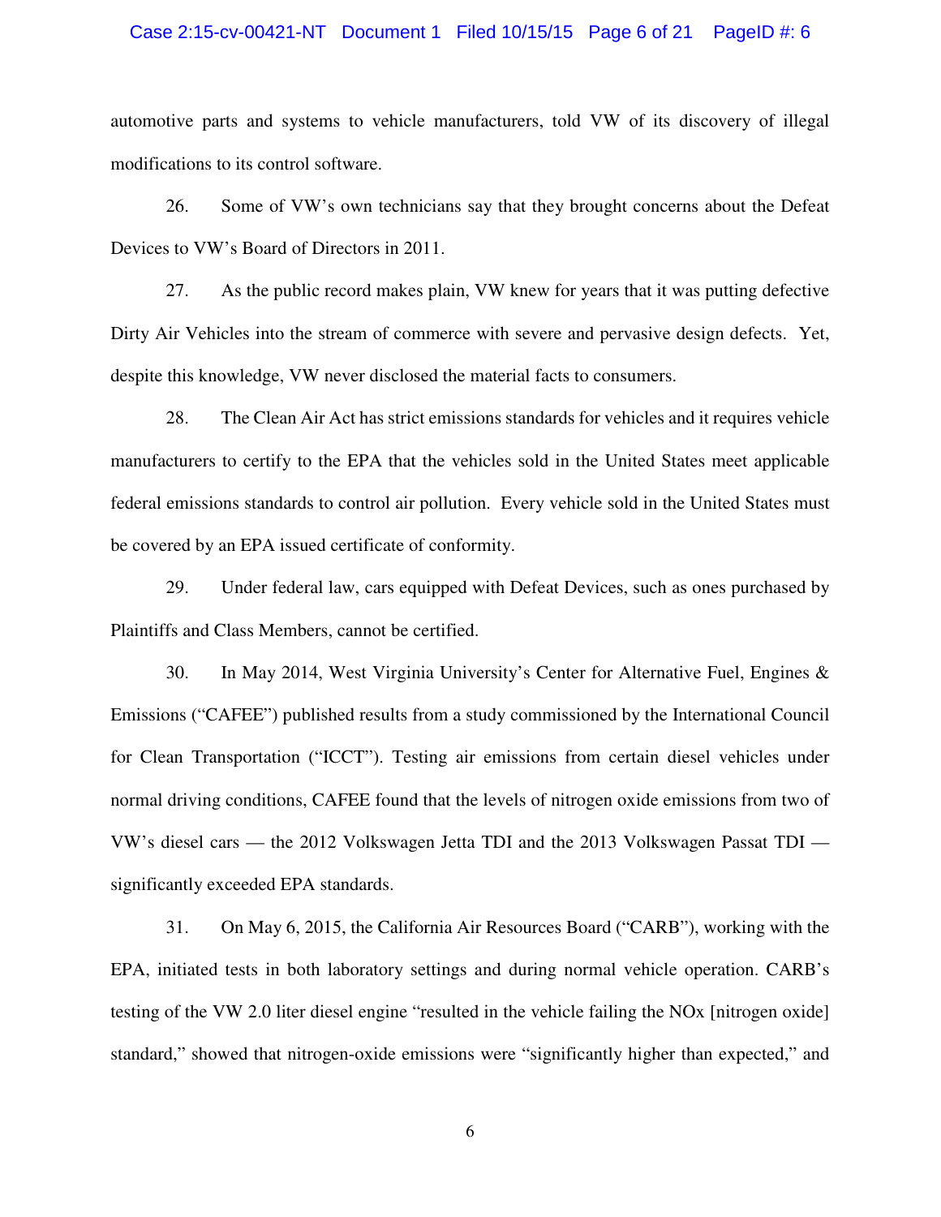automotive parts and systems to vehicle manufacturers, told VW of its discovery of illegal modifications to its control software.

26. Some of VW's own technicians say that they brought concerns about the Defeat Devices to VW's Board of Directors in 2011.

27. As the public record makes plain, VW knew for years that it was putting defective Dirty Air Vehicles into the stream of commerce with severe and pervasive design defects. Yet, despite this knowledge, VW never disclosed the material facts to consumers.

28. The Clean Air Act has strict emissions standards for vehicles and it requires vehicle manufacturers to certify to the EPA that the vehicles sold in the United States meet applicable federal emissions standards to control air pollution. Every vehicle sold in the United States must be covered by an EPA issued certificate of conformity.

29. Under federal law, cars equipped with Defeat Devices, such as ones purchased by Plaintiffs and Class Members, cannot be certified.

30. In May 2014, West Virginia University's Center for Alternative Fuel, Engines & Emissions ("CAFEE") published results from a study commissioned by the International Council for Clean Transportation ("ICCT"). Testing air emissions from certain diesel vehicles under normal driving conditions, CAFEE found that the levels of nitrogen oxide emissions from two of VW's diesel cars — the 2012 Volkswagen Jetta TDI and the 2013 Volkswagen Passat TDI — significantly exceeded EPA standards.

31. On May 6, 2015, the California Air Resources Board ("CARB"), working with the EPA, initiated tests in both laboratory settings and during normal vehicle operation. CARB's testing of the VW 2.0 liter diesel engine "resulted in the vehicle failing the NOx [nitrogen oxide] standard," showed that nitrogen-oxide emissions were "significantly higher than expected," and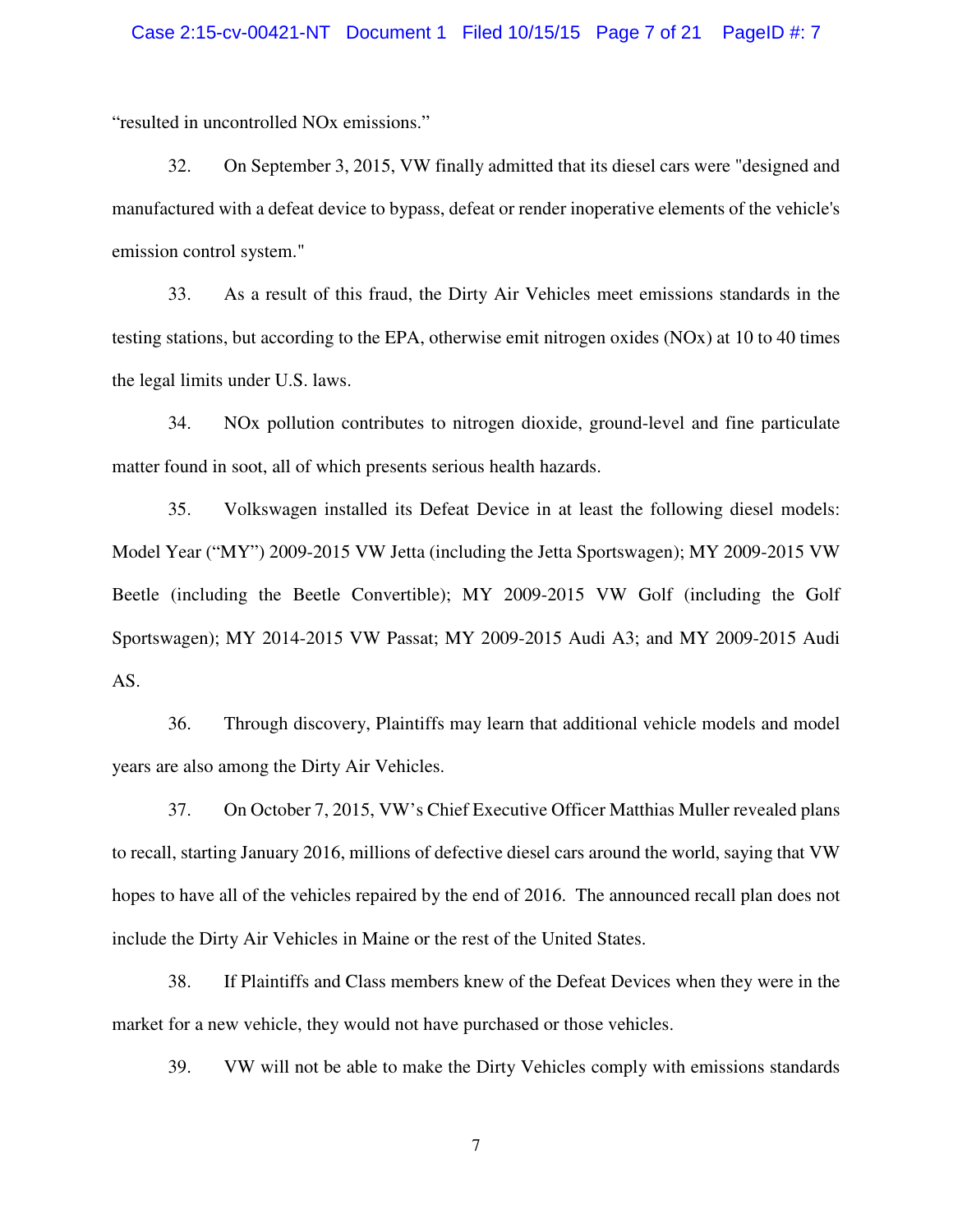"resulted in uncontrolled NOx emissions."

32. On September 3, 2015, VW finally admitted that its diesel cars were "designed and manufactured with a defeat device to bypass, defeat or render inoperative elements of the vehicle's emission control system."

33. As a result of this fraud, the Dirty Air Vehicles meet emissions standards in the testing stations, but according to the EPA, otherwise emit nitrogen oxides (NOx) at 10 to 40 times the legal limits under U.S. laws.

34. NOx pollution contributes to nitrogen dioxide, ground-level and fine particulate matter found in soot, all of which presents serious health hazards.

35. Volkswagen installed its Defeat Device in at least the following diesel models: Model Year ("MY") 2009-2015 VW Jetta (including the Jetta Sportswagen); MY 2009-2015 VW Beetle (including the Beetle Convertible); MY 2009-2015 VW Golf (including the Golf Sportswagen); MY 2014-2015 VW Passat; MY 2009-2015 Audi A3; and MY 2009-2015 Audi AS.

36. Through discovery, Plaintiffs may learn that additional vehicle models and model years are also among the Dirty Air Vehicles.

37. On October 7, 2015, VW's Chief Executive Officer Matthias Muller revealed plans to recall, starting January 2016, millions of defective diesel cars around the world, saying that VW hopes to have all of the vehicles repaired by the end of 2016. The announced recall plan does not include the Dirty Air Vehicles in Maine or the rest of the United States.

38. If Plaintiffs and Class members knew of the Defeat Devices when they were in the market for a new vehicle, they would not have purchased or those vehicles.

39. VW will not be able to make the Dirty Vehicles comply with emissions standards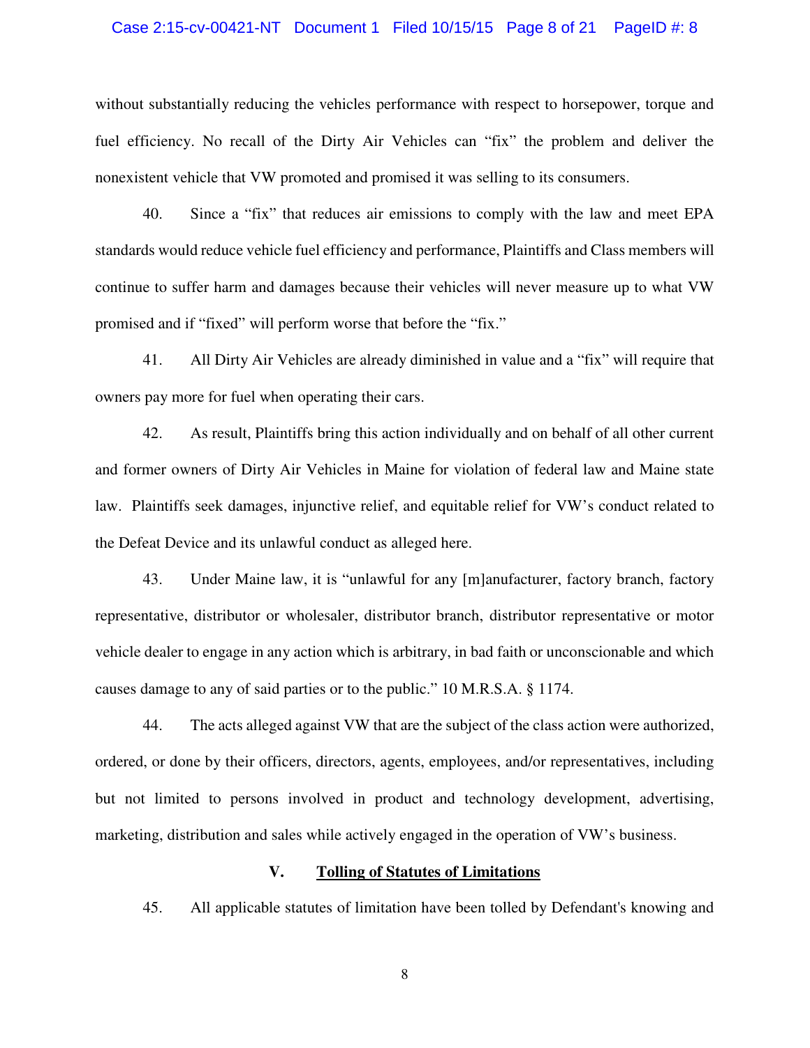without substantially reducing the vehicles performance with respect to horsepower, torque and fuel efficiency. No recall of the Dirty Air Vehicles can "fix" the problem and deliver the nonexistent vehicle that VW promoted and promised it was selling to its consumers.

40. Since a "fix" that reduces air emissions to comply with the law and meet EPA standards would reduce vehicle fuel efficiency and performance, Plaintiffs and Class members will continue to suffer harm and damages because their vehicles will never measure up to what VW promised and if "fixed" will perform worse that before the "fix."

41. All Dirty Air Vehicles are already diminished in value and a "fix" will require that owners pay more for fuel when operating their cars.

42. As result, Plaintiffs bring this action individually and on behalf of all other current and former owners of Dirty Air Vehicles in Maine for violation of federal law and Maine state law. Plaintiffs seek damages, injunctive relief, and equitable relief for VW's conduct related to the Defeat Device and its unlawful conduct as alleged here.

43. Under Maine law, it is "unlawful for any [m]anufacturer, factory branch, factory representative, distributor or wholesaler, distributor branch, distributor representative or motor vehicle dealer to engage in any action which is arbitrary, in bad faith or unconscionable and which causes damage to any of said parties or to the public." 10 M.R.S.A. § 1174.

44. The acts alleged against VW that are the subject of the class action were authorized, ordered, or done by their officers, directors, agents, employees, and/or representatives, including but not limited to persons involved in product and technology development, advertising, marketing, distribution and sales while actively engaged in the operation of VW's business.

## V. Tolling of Statutes of Limitations

45. All applicable statutes of limitation have been tolled by Defendant's knowing and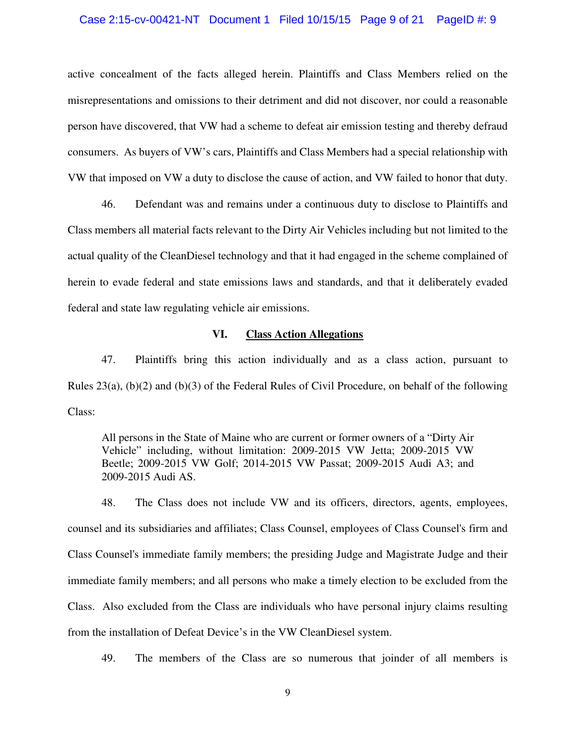active concealment of the facts alleged herein. Plaintiffs and Class Members relied on the misrepresentations and omissions to their detriment and did not discover, nor could a reasonable person have discovered, that VW had a scheme to defeat air emission testing and thereby defraud consumers. As buyers of VW's cars, Plaintiffs and Class Members had a special relationship with VW that imposed on VW a duty to disclose the cause of action, and VW failed to honor that duty.

46. Defendant was and remains under a continuous duty to disclose to Plaintiffs and Class members all material facts relevant to the Dirty Air Vehicles including but not limited to the actual quality of the CleanDiesel technology and that it had engaged in the scheme complained of herein to evade federal and state emissions laws and standards, and that it deliberately evaded federal and state law regulating vehicle air emissions.

## VI. Class Action Allegations

47. Plaintiffs bring this action individually and as a class action, pursuant to Rules 23(a), (b)(2) and (b)(3) of the Federal Rules of Civil Procedure, on behalf of the following Class:

> All persons in the State of Maine who are current or former owners of a "Dirty Air Vehicle" including, without limitation: 2009-2015 VW Jetta; 2009-2015 VW Beetle; 2009-2015 VW Golf; 2014-2015 VW Passat; 2009-2015 Audi A3; and 2009-2015 Audi AS.

48. The Class does not include VW and its officers, directors, agents, employees, counsel and its subsidiaries and affiliates; Class Counsel, employees of Class Counsel's firm and Class Counsel's immediate family members; the presiding Judge and Magistrate Judge and their immediate family members; and all persons who make a timely election to be excluded from the Class. Also excluded from the Class are individuals who have personal injury claims resulting from the installation of Defeat Device's in the VW CleanDiesel system.

49. The members of the Class are so numerous that joinder of all members is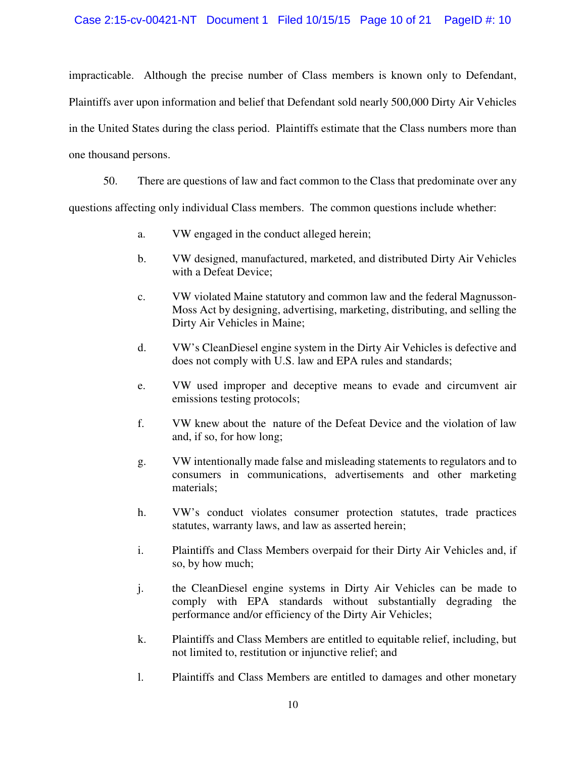impracticable. Although the precise number of Class members is known only to Defendant, Plaintiffs aver upon information and belief that Defendant sold nearly 500,000 Dirty Air Vehicles in the United States during the class period. Plaintiffs estimate that the Class numbers more than one thousand persons.

50. There are questions of law and fact common to the Class that predominate over any questions affecting only individual Class members. The common questions include whether:

a. VW engaged in the conduct alleged herein;

b. VW designed, manufactured, marketed, and distributed Dirty Air Vehicles with a Defeat Device;

c. VW violated Maine statutory and common law and the federal Magnusson-Moss Act by designing, advertising, marketing, distributing, and selling the Dirty Air Vehicles in Maine;

d. VW's CleanDiesel engine system in the Dirty Air Vehicles is defective and does not comply with U.S. law and EPA rules and standards;

e. VW used improper and deceptive means to evade and circumvent air emissions testing protocols;

f. VW knew about the nature of the Defeat Device and the violation of law and, if so, for how long;

g. VW intentionally made false and misleading statements to regulators and to consumers in communications, advertisements and other marketing materials;

h. VW's conduct violates consumer protection statutes, trade practices statutes, warranty laws, and law as asserted herein;

i. Plaintiffs and Class Members overpaid for their Dirty Air Vehicles and, if so, by how much;

j. the CleanDiesel engine systems in Dirty Air Vehicles can be made to comply with EPA standards without substantially degrading the performance and/or efficiency of the Dirty Air Vehicles;

k. Plaintiffs and Class Members are entitled to equitable relief, including, but not limited to, restitution or injunctive relief; and

l. Plaintiffs and Class Members are entitled to damages and other monetary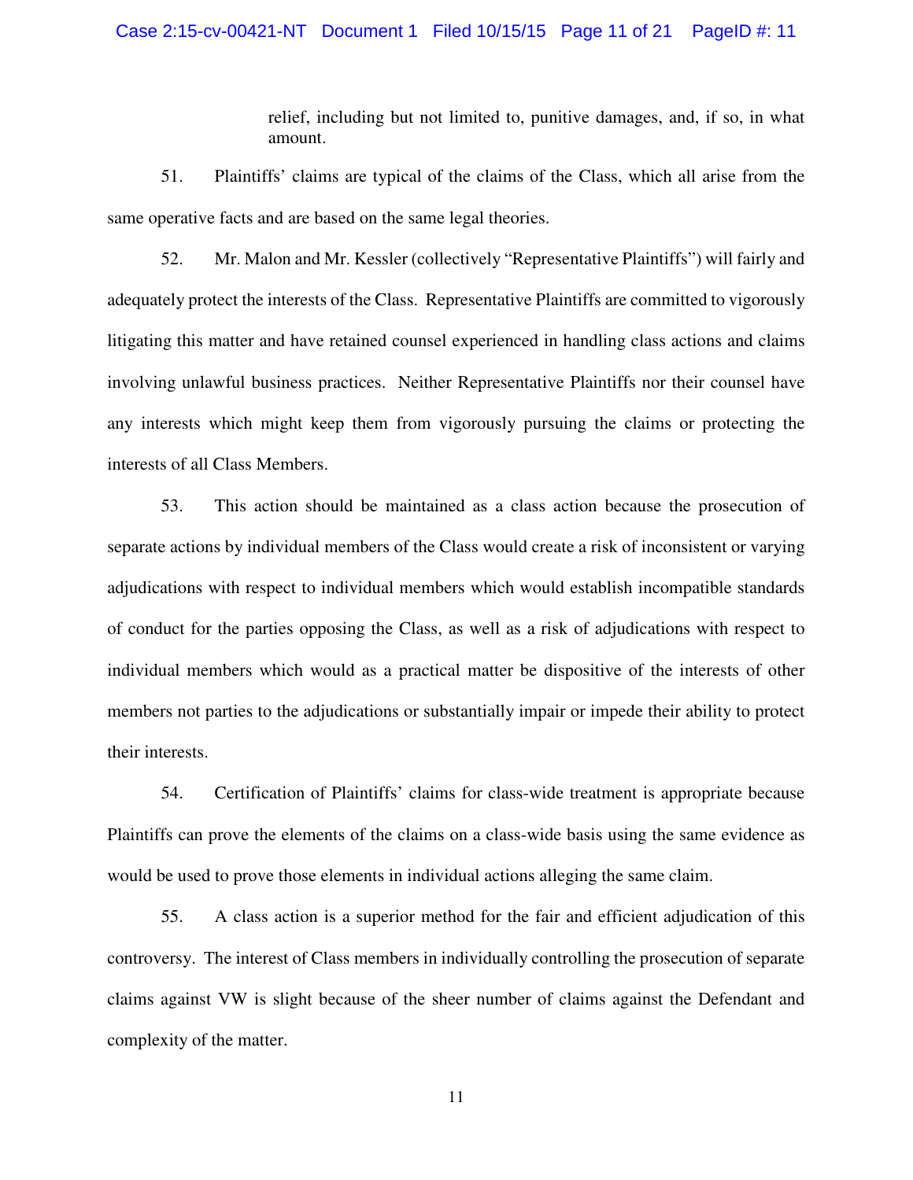relief, including but not limited to, punitive damages, and, if so, in what amount.

51. Plaintiffs' claims are typical of the claims of the Class, which all arise from the same operative facts and are based on the same legal theories.

52. Mr. Malon and Mr. Kessler (collectively "Representative Plaintiffs") will fairly and adequately protect the interests of the Class. Representative Plaintiffs are committed to vigorously litigating this matter and have retained counsel experienced in handling class actions and claims involving unlawful business practices. Neither Representative Plaintiffs nor their counsel have any interests which might keep them from vigorously pursuing the claims or protecting the interests of all Class Members.

53. This action should be maintained as a class action because the prosecution of separate actions by individual members of the Class would create a risk of inconsistent or varying adjudications with respect to individual members which would establish incompatible standards of conduct for the parties opposing the Class, as well as a risk of adjudications with respect to individual members which would as a practical matter be dispositive of the interests of other members not parties to the adjudications or substantially impair or impede their ability to protect their interests.

54. Certification of Plaintiffs' claims for class-wide treatment is appropriate because Plaintiffs can prove the elements of the claims on a class-wide basis using the same evidence as would be used to prove those elements in individual actions alleging the same claim.

55. A class action is a superior method for the fair and efficient adjudication of this controversy. The interest of Class members in individually controlling the prosecution of separate claims against VW is slight because of the sheer number of claims against the Defendant and complexity of the matter.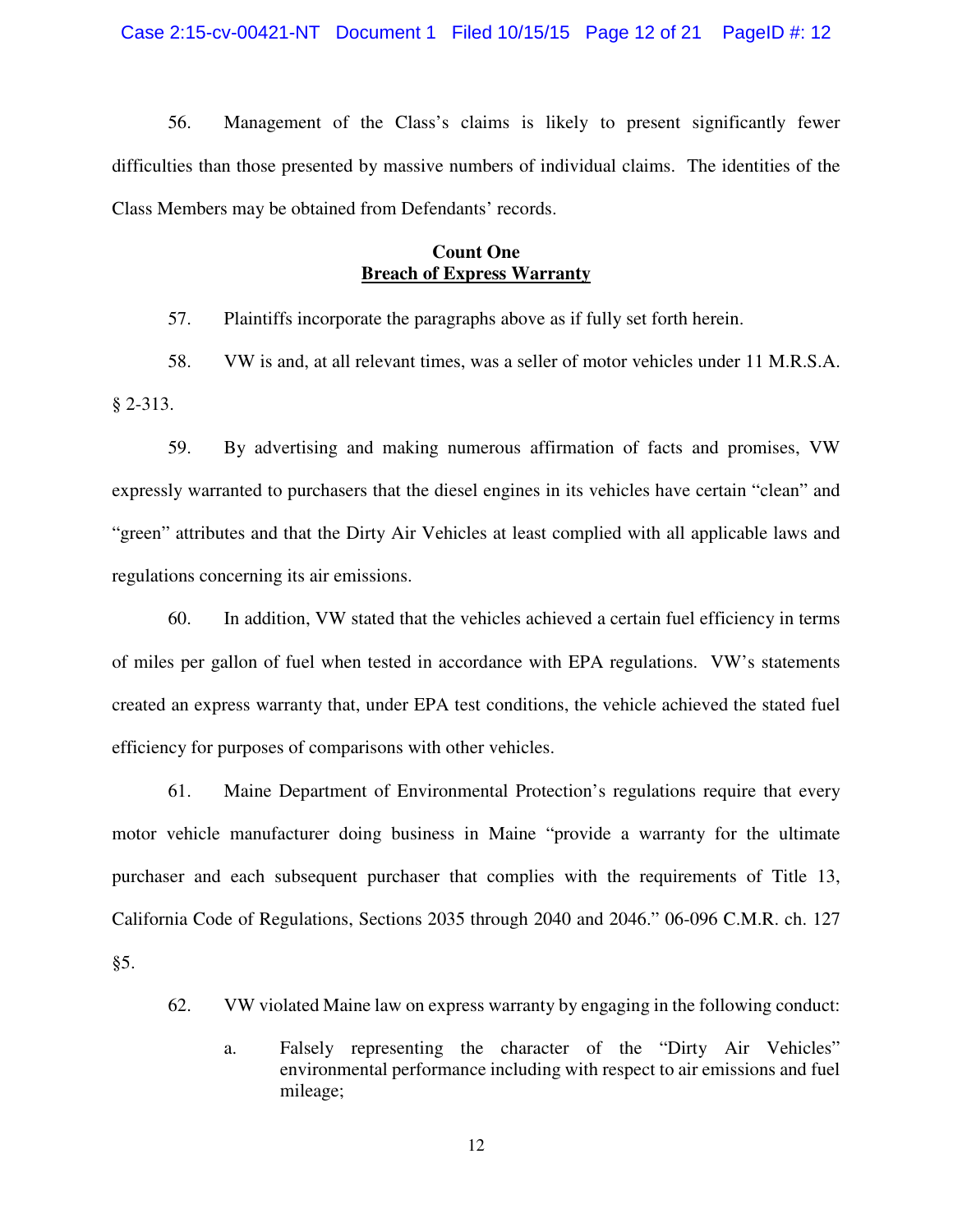56. Management of the Class's claims is likely to present significantly fewer difficulties than those presented by massive numbers of individual claims. The identities of the Class Members may be obtained from Defendants' records.

**Count One**
**Breach of Express Warranty**

57. Plaintiffs incorporate the paragraphs above as if fully set forth herein.

58. VW is and, at all relevant times, was a seller of motor vehicles under 11 M.R.S.A. § 2-313.

59. By advertising and making numerous affirmation of facts and promises, VW expressly warranted to purchasers that the diesel engines in its vehicles have certain "clean" and "green" attributes and that the Dirty Air Vehicles at least complied with all applicable laws and regulations concerning its air emissions.

60. In addition, VW stated that the vehicles achieved a certain fuel efficiency in terms of miles per gallon of fuel when tested in accordance with EPA regulations. VW's statements created an express warranty that, under EPA test conditions, the vehicle achieved the stated fuel efficiency for purposes of comparisons with other vehicles.

61. Maine Department of Environmental Protection's regulations require that every motor vehicle manufacturer doing business in Maine "provide a warranty for the ultimate purchaser and each subsequent purchaser that complies with the requirements of Title 13, California Code of Regulations, Sections 2035 through 2040 and 2046." 06-096 C.M.R. ch. 127 §5.

62. VW violated Maine law on express warranty by engaging in the following conduct:

a. Falsely representing the character of the "Dirty Air Vehicles" environmental performance including with respect to air emissions and fuel mileage;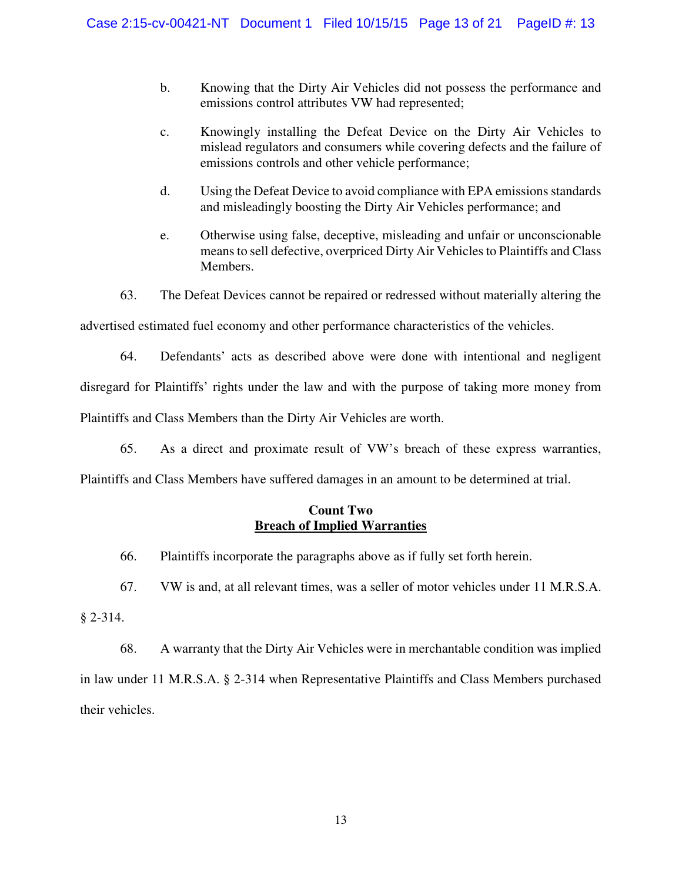b. Knowing that the Dirty Air Vehicles did not possess the performance and emissions control attributes VW had represented;

c. Knowingly installing the Defeat Device on the Dirty Air Vehicles to mislead regulators and consumers while covering defects and the failure of emissions controls and other vehicle performance;

d. Using the Defeat Device to avoid compliance with EPA emissions standards and misleadingly boosting the Dirty Air Vehicles performance; and

e. Otherwise using false, deceptive, misleading and unfair or unconscionable means to sell defective, overpriced Dirty Air Vehicles to Plaintiffs and Class Members.

63. The Defeat Devices cannot be repaired or redressed without materially altering the advertised estimated fuel economy and other performance characteristics of the vehicles.

64. Defendants' acts as described above were done with intentional and negligent disregard for Plaintiffs' rights under the law and with the purpose of taking more money from Plaintiffs and Class Members than the Dirty Air Vehicles are worth.

65. As a direct and proximate result of VW's breach of these express warranties, Plaintiffs and Class Members have suffered damages in an amount to be determined at trial.

**Count Two**
**<u>Breach of Implied Warranties</u>**

66. Plaintiffs incorporate the paragraphs above as if fully set forth herein.

67. VW is and, at all relevant times, was a seller of motor vehicles under 11 M.R.S.A. § 2-314.

68. A warranty that the Dirty Air Vehicles were in merchantable condition was implied in law under 11 M.R.S.A. § 2-314 when Representative Plaintiffs and Class Members purchased their vehicles.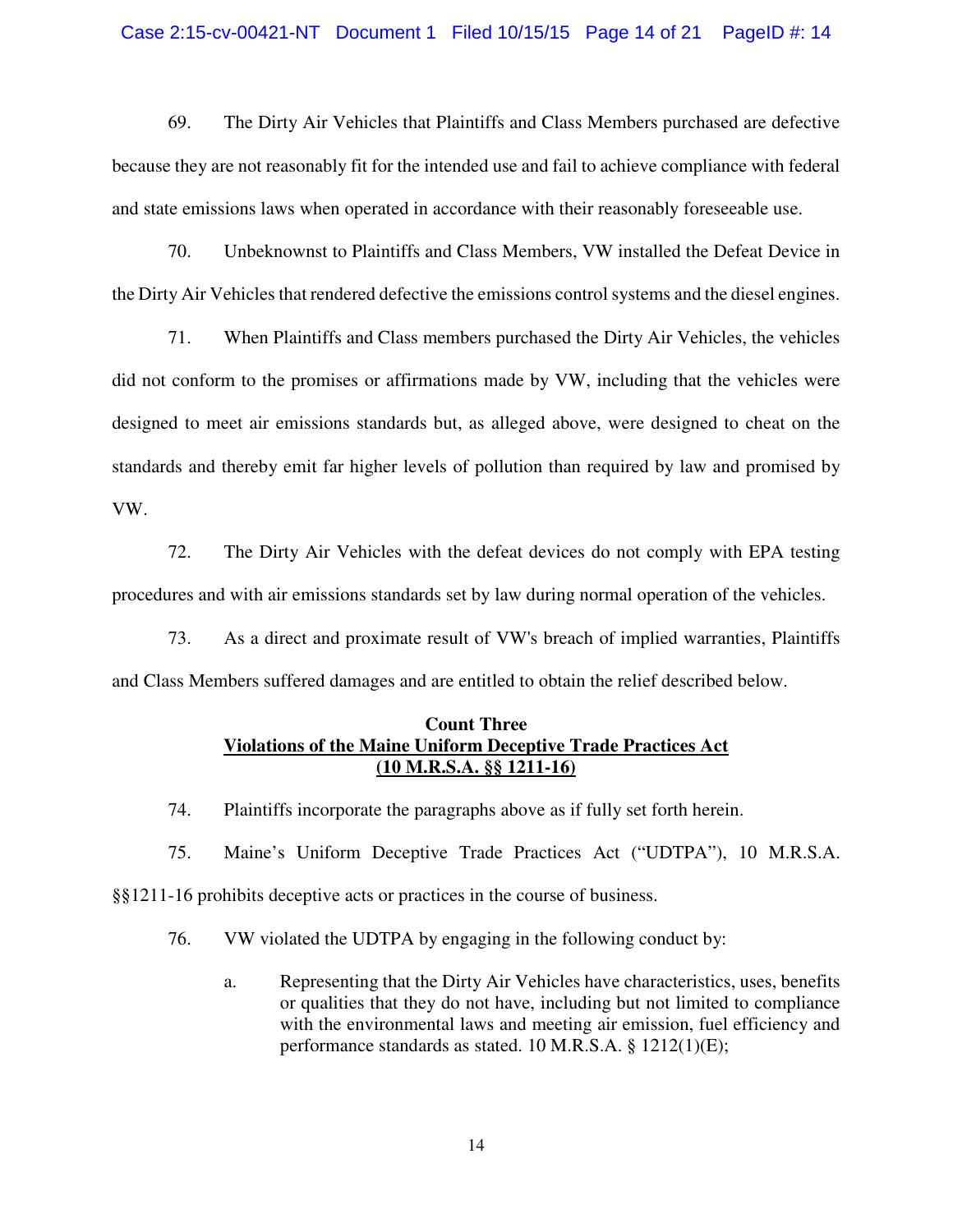69. The Dirty Air Vehicles that Plaintiffs and Class Members purchased are defective because they are not reasonably fit for the intended use and fail to achieve compliance with federal and state emissions laws when operated in accordance with their reasonably foreseeable use.

70. Unbeknownst to Plaintiffs and Class Members, VW installed the Defeat Device in the Dirty Air Vehicles that rendered defective the emissions control systems and the diesel engines.

71. When Plaintiffs and Class members purchased the Dirty Air Vehicles, the vehicles did not conform to the promises or affirmations made by VW, including that the vehicles were designed to meet air emissions standards but, as alleged above, were designed to cheat on the standards and thereby emit far higher levels of pollution than required by law and promised by VW.

72. The Dirty Air Vehicles with the defeat devices do not comply with EPA testing procedures and with air emissions standards set by law during normal operation of the vehicles.

73. As a direct and proximate result of VW's breach of implied warranties, Plaintiffs and Class Members suffered damages and are entitled to obtain the relief described below.

**Count Three**
**Violations of the Maine Uniform Deceptive Trade Practices Act**
**(10 M.R.S.A. §§ 1211-16)**

74. Plaintiffs incorporate the paragraphs above as if fully set forth herein.

75. Maine's Uniform Deceptive Trade Practices Act ("UDTPA"), 10 M.R.S.A. §§1211-16 prohibits deceptive acts or practices in the course of business.

76. VW violated the UDTPA by engaging in the following conduct by:

   a. Representing that the Dirty Air Vehicles have characteristics, uses, benefits or qualities that they do not have, including but not limited to compliance with the environmental laws and meeting air emission, fuel efficiency and performance standards as stated. 10 M.R.S.A. § 1212(1)(E);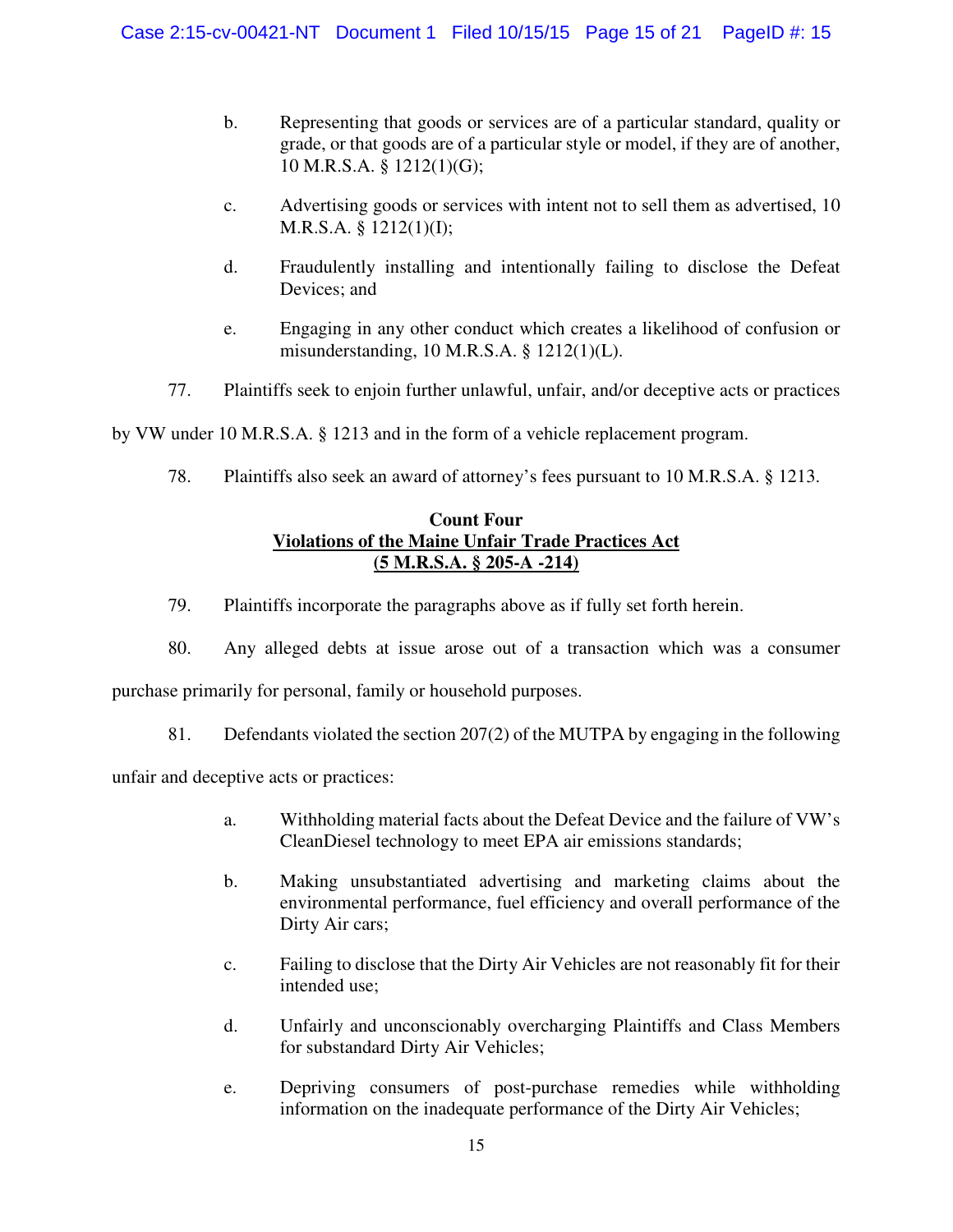b. Representing that goods or services are of a particular standard, quality or grade, or that goods are of a particular style or model, if they are of another, 10 M.R.S.A. § 1212(1)(G);

c. Advertising goods or services with intent not to sell them as advertised, 10 M.R.S.A. § 1212(1)(I);

d. Fraudulently installing and intentionally failing to disclose the Defeat Devices; and

e. Engaging in any other conduct which creates a likelihood of confusion or misunderstanding, 10 M.R.S.A. § 1212(1)(L).

77. Plaintiffs seek to enjoin further unlawful, unfair, and/or deceptive acts or practices by VW under 10 M.R.S.A. § 1213 and in the form of a vehicle replacement program.

78. Plaintiffs also seek an award of attorney's fees pursuant to 10 M.R.S.A. § 1213.

**Count Four**
**Violations of the Maine Unfair Trade Practices Act**
**(5 M.R.S.A. § 205-A -214)**

79. Plaintiffs incorporate the paragraphs above as if fully set forth herein.

80. Any alleged debts at issue arose out of a transaction which was a consumer purchase primarily for personal, family or household purposes.

81. Defendants violated the section 207(2) of the MUTPA by engaging in the following unfair and deceptive acts or practices:

a. Withholding material facts about the Defeat Device and the failure of VW's CleanDiesel technology to meet EPA air emissions standards;

b. Making unsubstantiated advertising and marketing claims about the environmental performance, fuel efficiency and overall performance of the Dirty Air cars;

c. Failing to disclose that the Dirty Air Vehicles are not reasonably fit for their intended use;

d. Unfairly and unconscionably overcharging Plaintiffs and Class Members for substandard Dirty Air Vehicles;

e. Depriving consumers of post-purchase remedies while withholding information on the inadequate performance of the Dirty Air Vehicles;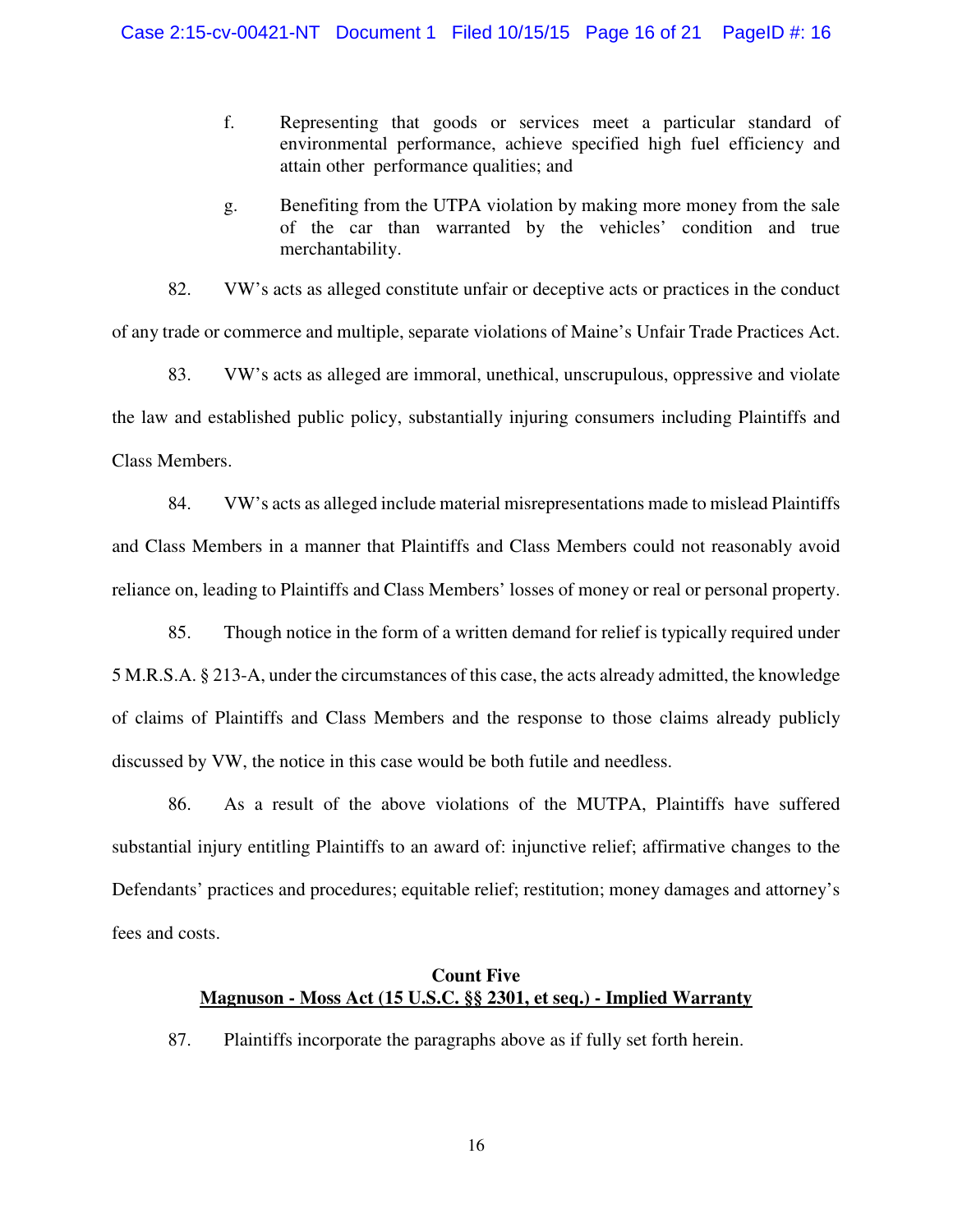f. Representing that goods or services meet a particular standard of environmental performance, achieve specified high fuel efficiency and attain other performance qualities; and

g. Benefiting from the UTPA violation by making more money from the sale of the car than warranted by the vehicles' condition and true merchantability.

82. VW's acts as alleged constitute unfair or deceptive acts or practices in the conduct of any trade or commerce and multiple, separate violations of Maine's Unfair Trade Practices Act.

83. VW's acts as alleged are immoral, unethical, unscrupulous, oppressive and violate the law and established public policy, substantially injuring consumers including Plaintiffs and Class Members.

84. VW's acts as alleged include material misrepresentations made to mislead Plaintiffs and Class Members in a manner that Plaintiffs and Class Members could not reasonably avoid reliance on, leading to Plaintiffs and Class Members' losses of money or real or personal property.

85. Though notice in the form of a written demand for relief is typically required under 5 M.R.S.A. § 213-A, under the circumstances of this case, the acts already admitted, the knowledge of claims of Plaintiffs and Class Members and the response to those claims already publicly discussed by VW, the notice in this case would be both futile and needless.

86. As a result of the above violations of the MUTPA, Plaintiffs have suffered substantial injury entitling Plaintiffs to an award of: injunctive relief; affirmative changes to the Defendants' practices and procedures; equitable relief; restitution; money damages and attorney's fees and costs.

## Count Five
## Magnuson - Moss Act (15 U.S.C. §§ 2301, et seq.) - Implied Warranty

87. Plaintiffs incorporate the paragraphs above as if fully set forth herein.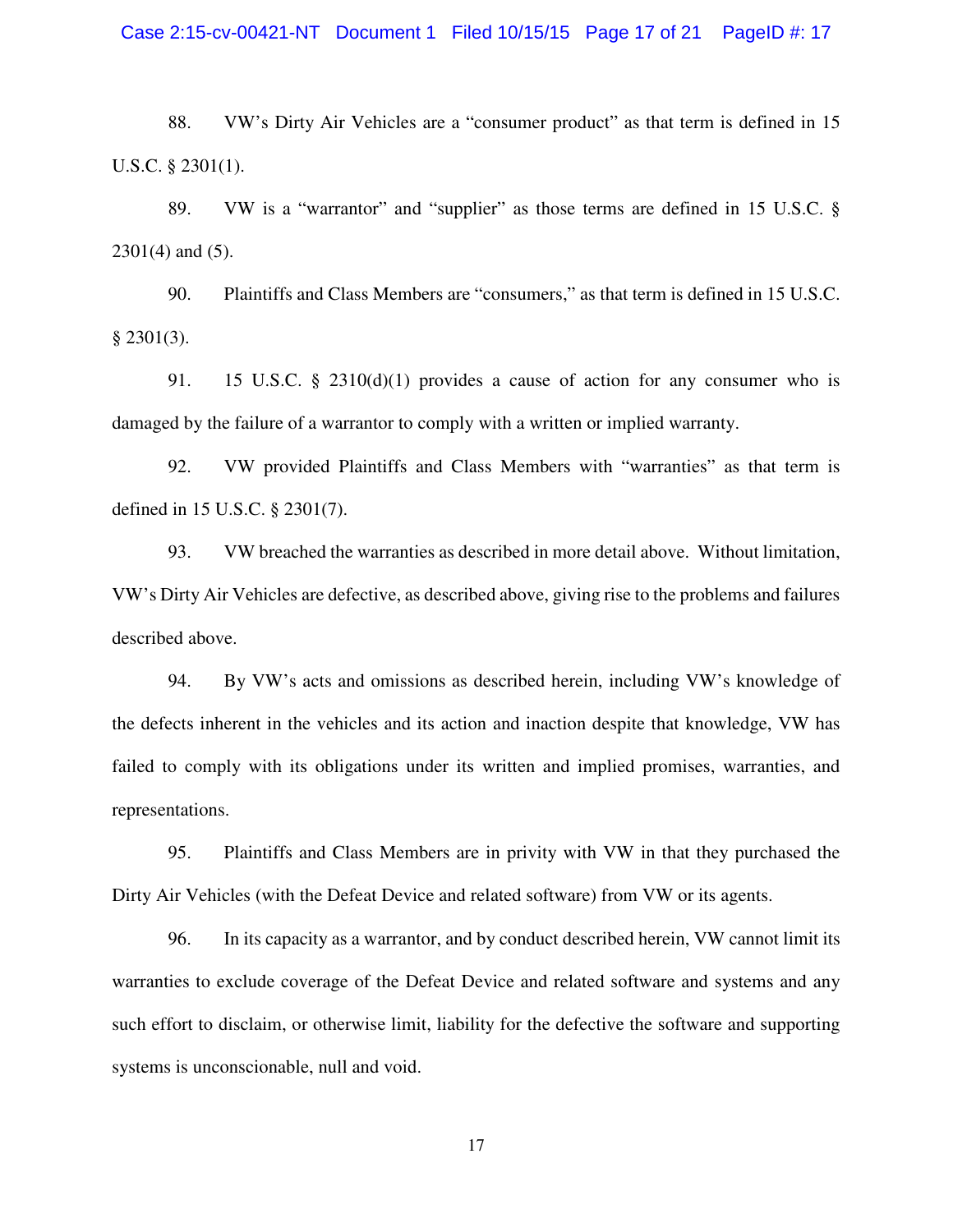88. VW's Dirty Air Vehicles are a "consumer product" as that term is defined in 15 U.S.C. § 2301(1).

89. VW is a "warrantor" and "supplier" as those terms are defined in 15 U.S.C. § 2301(4) and (5).

90. Plaintiffs and Class Members are "consumers," as that term is defined in 15 U.S.C. § 2301(3).

91. 15 U.S.C. § 2310(d)(1) provides a cause of action for any consumer who is damaged by the failure of a warrantor to comply with a written or implied warranty.

92. VW provided Plaintiffs and Class Members with "warranties" as that term is defined in 15 U.S.C. § 2301(7).

93. VW breached the warranties as described in more detail above. Without limitation, VW's Dirty Air Vehicles are defective, as described above, giving rise to the problems and failures described above.

94. By VW's acts and omissions as described herein, including VW's knowledge of the defects inherent in the vehicles and its action and inaction despite that knowledge, VW has failed to comply with its obligations under its written and implied promises, warranties, and representations.

95. Plaintiffs and Class Members are in privity with VW in that they purchased the Dirty Air Vehicles (with the Defeat Device and related software) from VW or its agents.

96. In its capacity as a warrantor, and by conduct described herein, VW cannot limit its warranties to exclude coverage of the Defeat Device and related software and systems and any such effort to disclaim, or otherwise limit, liability for the defective the software and supporting systems is unconscionable, null and void.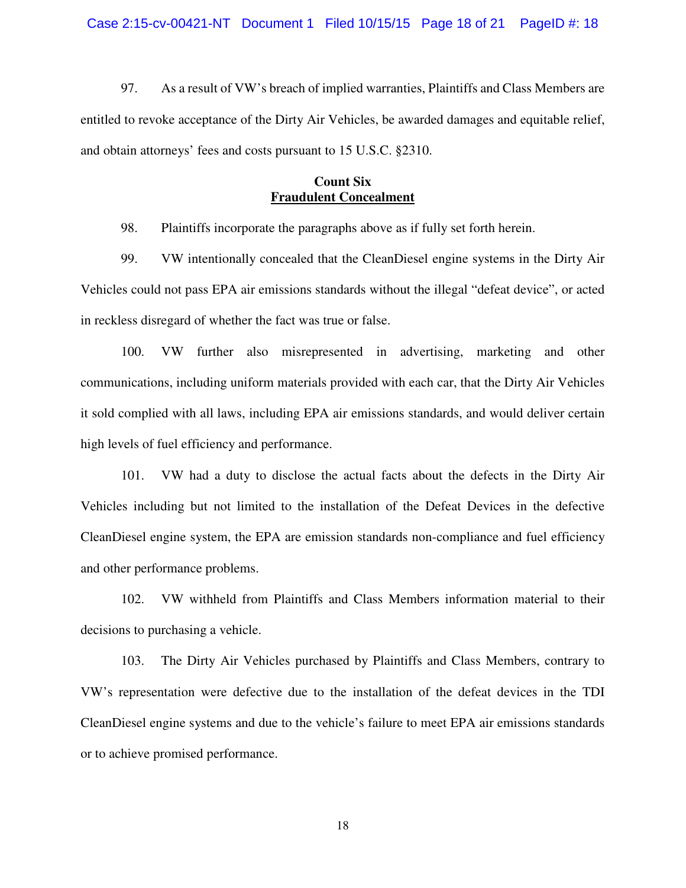97. As a result of VW's breach of implied warranties, Plaintiffs and Class Members are entitled to revoke acceptance of the Dirty Air Vehicles, be awarded damages and equitable relief, and obtain attorneys' fees and costs pursuant to 15 U.S.C. §2310.

**Count Six**
**<u>Fraudulent Concealment</u>**

98. Plaintiffs incorporate the paragraphs above as if fully set forth herein.

99. VW intentionally concealed that the CleanDiesel engine systems in the Dirty Air Vehicles could not pass EPA air emissions standards without the illegal "defeat device", or acted in reckless disregard of whether the fact was true or false.

100. VW further also misrepresented in advertising, marketing and other communications, including uniform materials provided with each car, that the Dirty Air Vehicles it sold complied with all laws, including EPA air emissions standards, and would deliver certain high levels of fuel efficiency and performance.

101. VW had a duty to disclose the actual facts about the defects in the Dirty Air Vehicles including but not limited to the installation of the Defeat Devices in the defective CleanDiesel engine system, the EPA are emission standards non-compliance and fuel efficiency and other performance problems.

102. VW withheld from Plaintiffs and Class Members information material to their decisions to purchasing a vehicle.

103. The Dirty Air Vehicles purchased by Plaintiffs and Class Members, contrary to VW's representation were defective due to the installation of the defeat devices in the TDI CleanDiesel engine systems and due to the vehicle's failure to meet EPA air emissions standards or to achieve promised performance.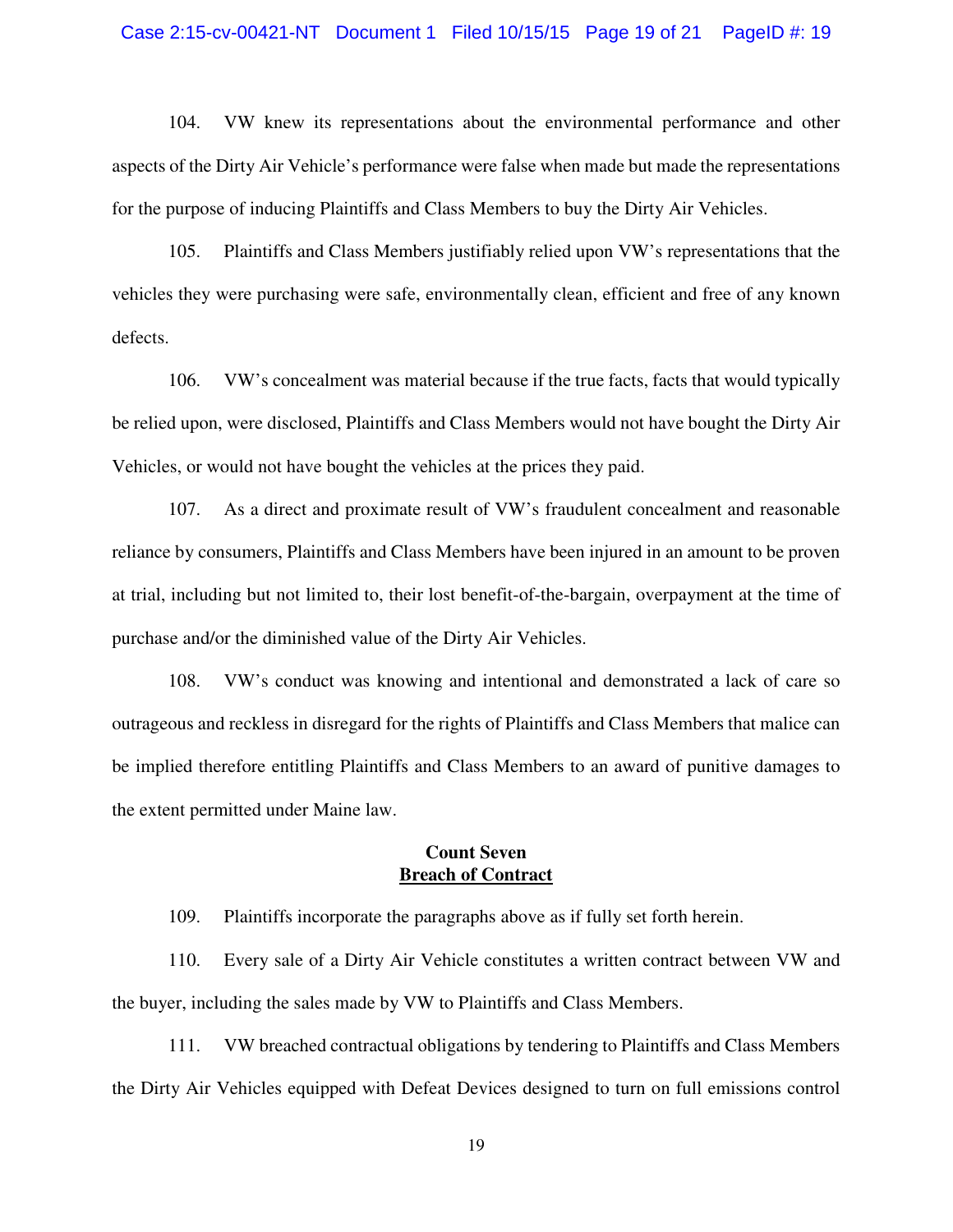104. VW knew its representations about the environmental performance and other aspects of the Dirty Air Vehicle's performance were false when made but made the representations for the purpose of inducing Plaintiffs and Class Members to buy the Dirty Air Vehicles.

105. Plaintiffs and Class Members justifiably relied upon VW's representations that the vehicles they were purchasing were safe, environmentally clean, efficient and free of any known defects.

106. VW's concealment was material because if the true facts, facts that would typically be relied upon, were disclosed, Plaintiffs and Class Members would not have bought the Dirty Air Vehicles, or would not have bought the vehicles at the prices they paid.

107. As a direct and proximate result of VW's fraudulent concealment and reasonable reliance by consumers, Plaintiffs and Class Members have been injured in an amount to be proven at trial, including but not limited to, their lost benefit-of-the-bargain, overpayment at the time of purchase and/or the diminished value of the Dirty Air Vehicles.

108. VW's conduct was knowing and intentional and demonstrated a lack of care so outrageous and reckless in disregard for the rights of Plaintiffs and Class Members that malice can be implied therefore entitling Plaintiffs and Class Members to an award of punitive damages to the extent permitted under Maine law.

**Count Seven**
**Breach of Contract**

109. Plaintiffs incorporate the paragraphs above as if fully set forth herein.

110. Every sale of a Dirty Air Vehicle constitutes a written contract between VW and the buyer, including the sales made by VW to Plaintiffs and Class Members.

111. VW breached contractual obligations by tendering to Plaintiffs and Class Members the Dirty Air Vehicles equipped with Defeat Devices designed to turn on full emissions control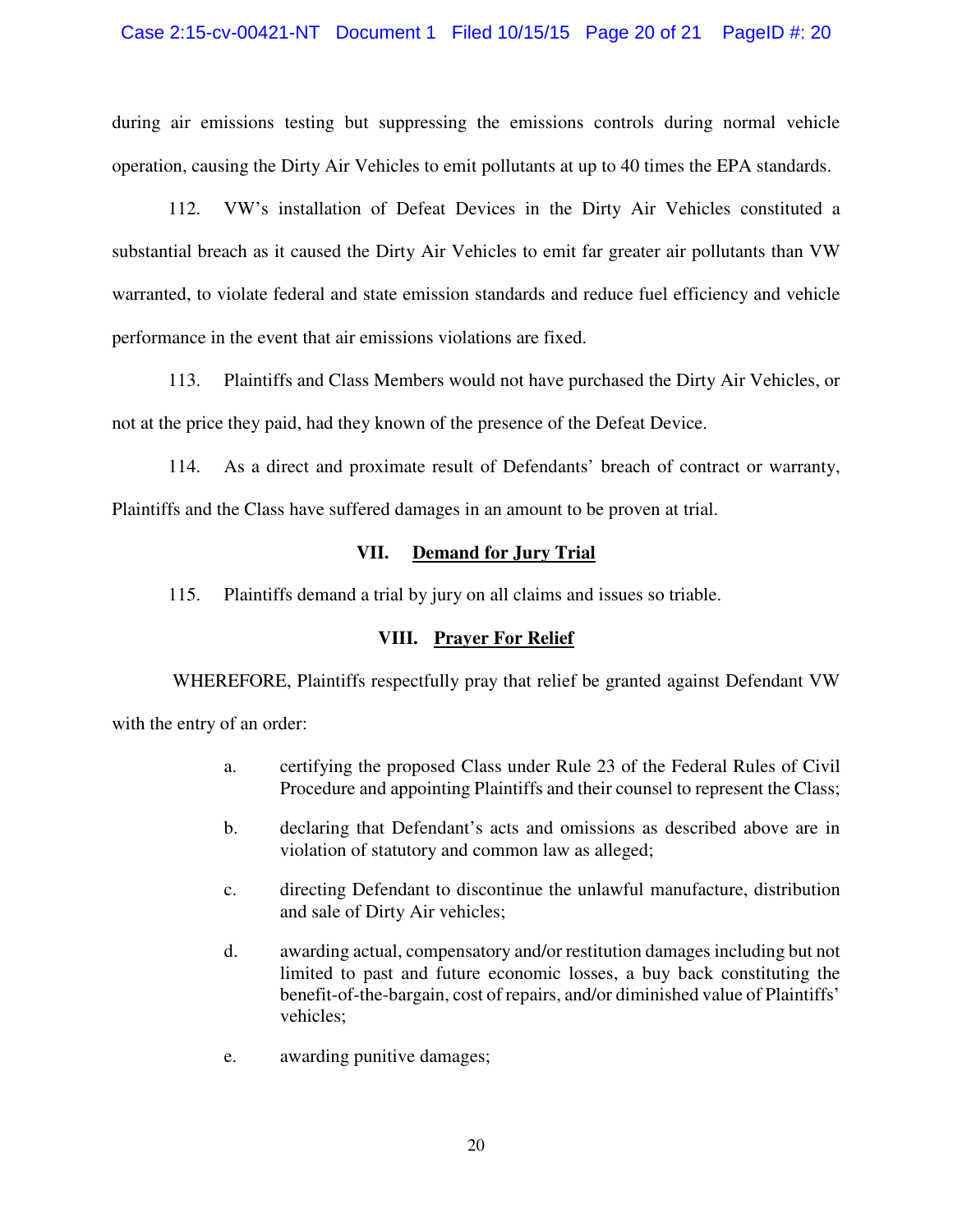during air emissions testing but suppressing the emissions controls during normal vehicle operation, causing the Dirty Air Vehicles to emit pollutants at up to 40 times the EPA standards.

112. VW's installation of Defeat Devices in the Dirty Air Vehicles constituted a substantial breach as it caused the Dirty Air Vehicles to emit far greater air pollutants than VW warranted, to violate federal and state emission standards and reduce fuel efficiency and vehicle performance in the event that air emissions violations are fixed.

113. Plaintiffs and Class Members would not have purchased the Dirty Air Vehicles, or not at the price they paid, had they known of the presence of the Defeat Device.

114. As a direct and proximate result of Defendants' breach of contract or warranty, Plaintiffs and the Class have suffered damages in an amount to be proven at trial.

## VII. Demand for Jury Trial

115. Plaintiffs demand a trial by jury on all claims and issues so triable.

## VIII. Prayer For Relief

WHEREFORE, Plaintiffs respectfully pray that relief be granted against Defendant VW with the entry of an order:

a. certifying the proposed Class under Rule 23 of the Federal Rules of Civil Procedure and appointing Plaintiffs and their counsel to represent the Class;

b. declaring that Defendant's acts and omissions as described above are in violation of statutory and common law as alleged;

c. directing Defendant to discontinue the unlawful manufacture, distribution and sale of Dirty Air vehicles;

d. awarding actual, compensatory and/or restitution damages including but not limited to past and future economic losses, a buy back constituting the benefit-of-the-bargain, cost of repairs, and/or diminished value of Plaintiffs' vehicles;

e. awarding punitive damages;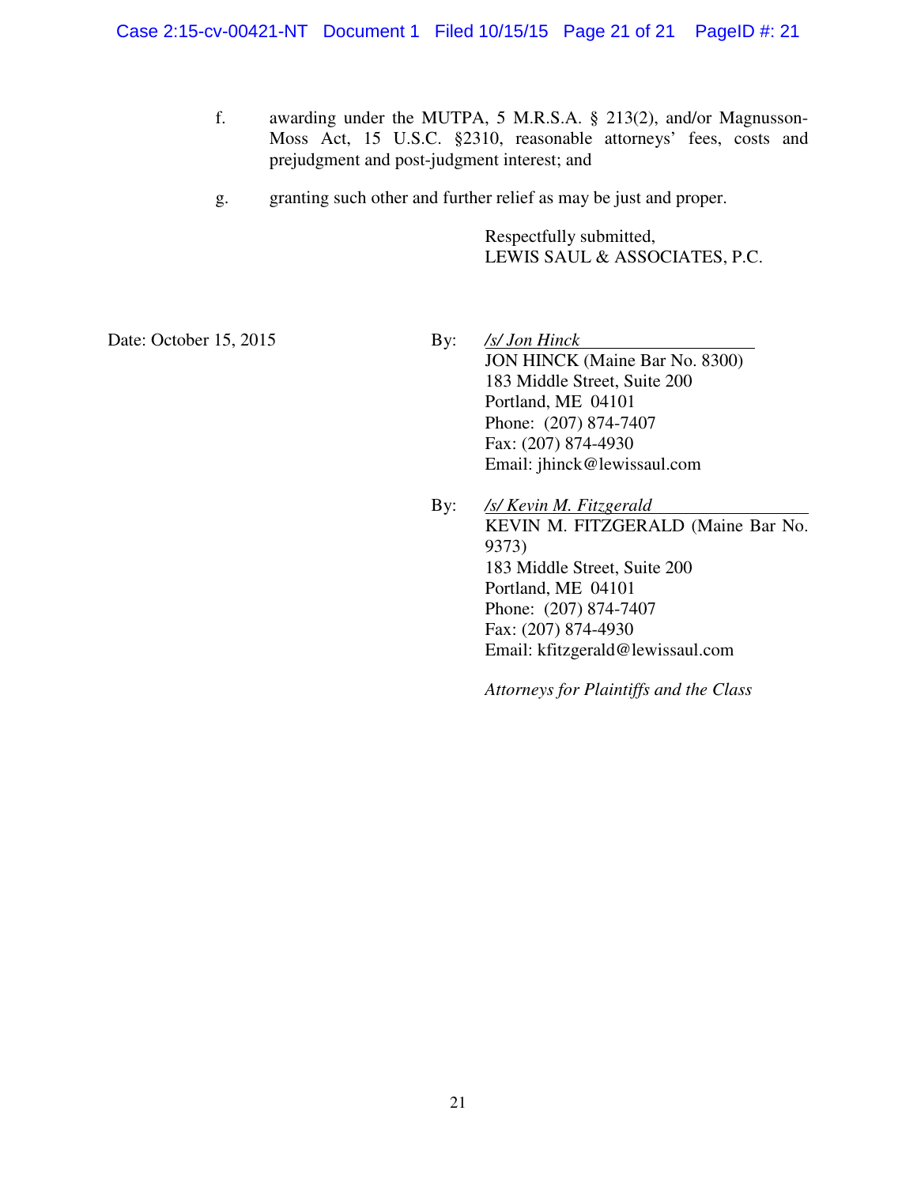f. awarding under the MUTPA, 5 M.R.S.A. § 213(2), and/or Magnusson-Moss Act, 15 U.S.C. §2310, reasonable attorneys' fees, costs and prejudgment and post-judgment interest; and

g. granting such other and further relief as may be just and proper.

Respectfully submitted,
LEWIS SAUL & ASSOCIATES, P.C.

Date: October 15, 2015

By: *<u>/s/ Jon Hinck</u>*
JON HINCK (Maine Bar No. 8300)
183 Middle Street, Suite 200
Portland, ME 04101
Phone: (207) 874-7407
Fax: (207) 874-4930
Email: jhinck@lewissaul.com

By: *<u>/s/ Kevin M. Fitzgerald</u>*
KEVIN M. FITZGERALD (Maine Bar No. 9373)
183 Middle Street, Suite 200
Portland, ME 04101
Phone: (207) 874-7407
Fax: (207) 874-4930
Email: kfitzgerald@lewissaul.com

*Attorneys for Plaintiffs and the Class*